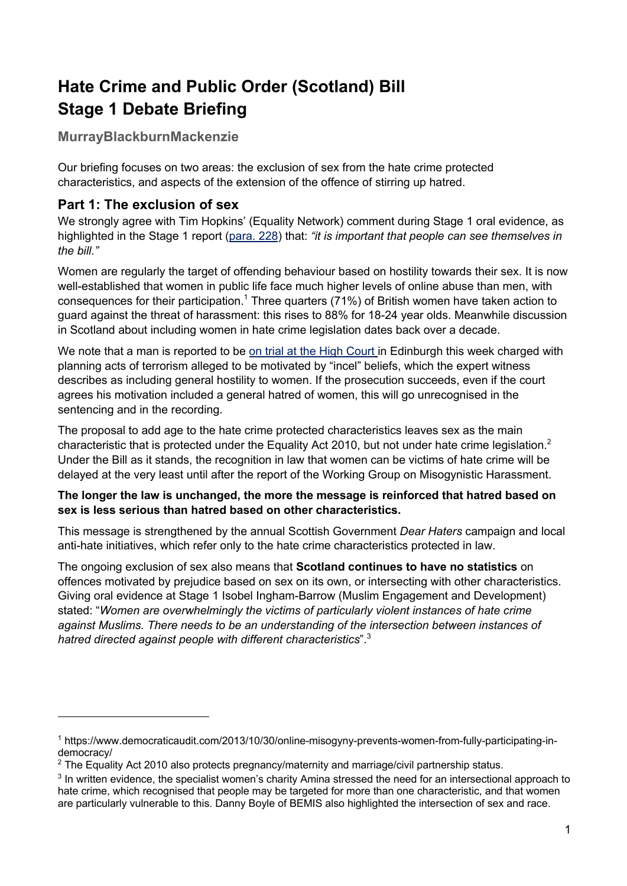# Hate Crime and Public Order (Scotland) Bill
# Stage 1 Debate Briefing

### MurrayBlackburnMackenzie

Our briefing focuses on two areas: the exclusion of sex from the hate crime protected characteristics, and aspects of the extension of the offence of stirring up hatred.

## Part 1: The exclusion of sex

We strongly agree with Tim Hopkins' (Equality Network) comment during Stage 1 oral evidence, as highlighted in the Stage 1 report (para. 228) that: *"it is important that people can see themselves in the bill."*

Women are regularly the target of offending behaviour based on hostility towards their sex. It is now well-established that women in public life face much higher levels of online abuse than men, with consequences for their participation.[1] Three quarters (71%) of British women have taken action to guard against the threat of harassment: this rises to 88% for 18-24 year olds. Meanwhile discussion in Scotland about including women in hate crime legislation dates back over a decade.

We note that a man is reported to be on trial at the High Court in Edinburgh this week charged with planning acts of terrorism alleged to be motivated by "incel" beliefs, which the expert witness describes as including general hostility to women. If the prosecution succeeds, even if the court agrees his motivation included a general hatred of women, this will go unrecognised in the sentencing and in the recording.

The proposal to add age to the hate crime protected characteristics leaves sex as the main characteristic that is protected under the Equality Act 2010, but not under hate crime legislation.[2] Under the Bill as it stands, the recognition in law that women can be victims of hate crime will be delayed at the very least until after the report of the Working Group on Misogynistic Harassment.

**The longer the law is unchanged, the more the message is reinforced that hatred based on sex is less serious than hatred based on other characteristics.**

This message is strengthened by the annual Scottish Government *Dear Haters* campaign and local anti-hate initiatives, which refer only to the hate crime characteristics protected in law.

The ongoing exclusion of sex also means that **Scotland continues to have no statistics** on offences motivated by prejudice based on sex on its own, or intersecting with other characteristics. Giving oral evidence at Stage 1 Isobel Ingham-Barrow (Muslim Engagement and Development) stated: "*Women are overwhelmingly the victims of particularly violent instances of hate crime against Muslims. There needs to be an understanding of the intersection between instances of hatred directed against people with different characteristics*".[3]

---

[1] https://www.democraticaudit.com/2013/10/30/online-misogyny-prevents-women-from-fully-participating-in-democracy/

[2] The Equality Act 2010 also protects pregnancy/maternity and marriage/civil partnership status.

[3] In written evidence, the specialist women's charity Amina stressed the need for an intersectional approach to hate crime, which recognised that people may be targeted for more than one characteristic, and that women are particularly vulnerable to this. Danny Boyle of BEMIS also highlighted the intersection of sex and race.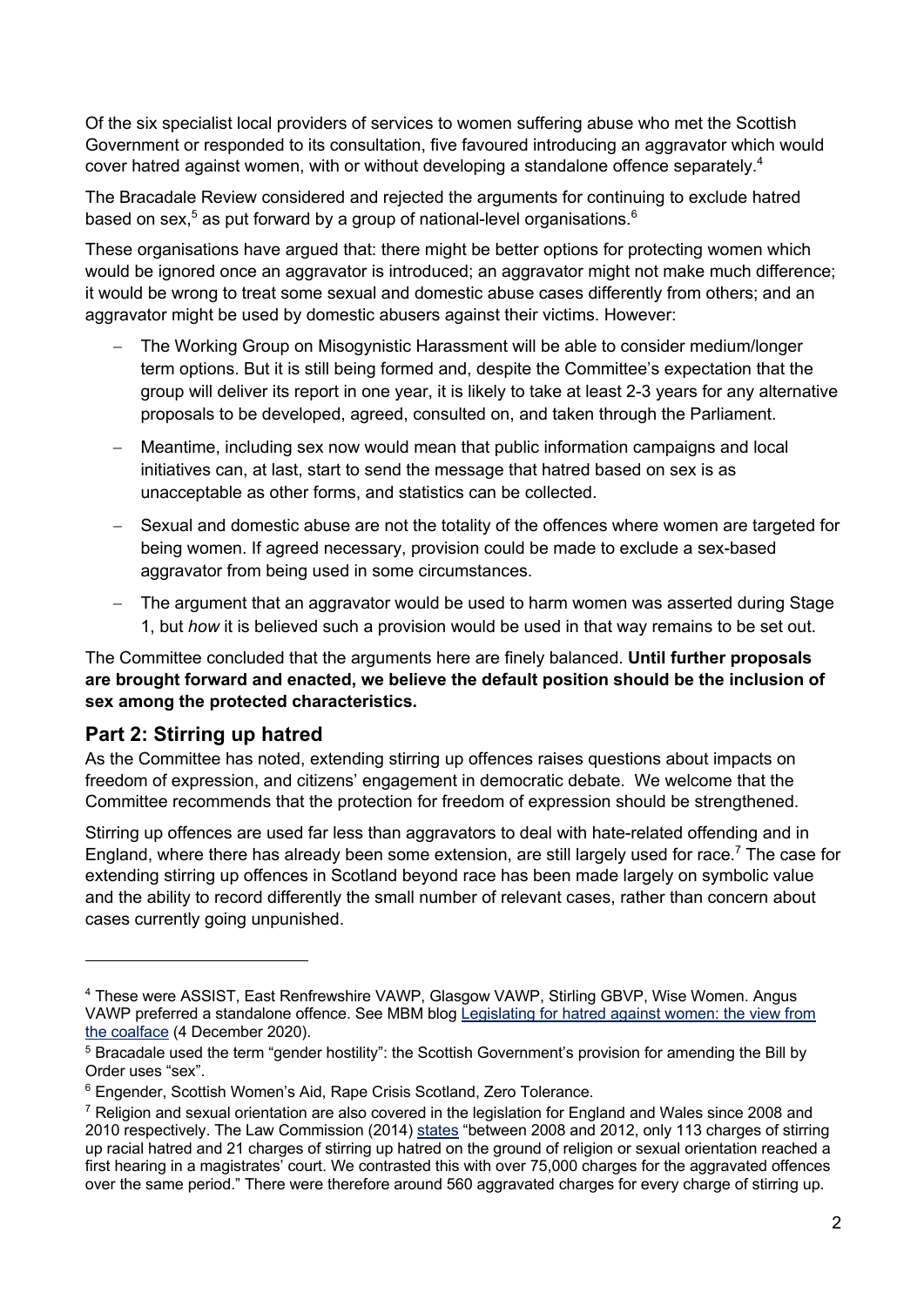Of the six specialist local providers of services to women suffering abuse who met the Scottish Government or responded to its consultation, five favoured introducing an aggravator which would cover hatred against women, with or without developing a standalone offence separately.[4]

The Bracadale Review considered and rejected the arguments for continuing to exclude hatred based on sex,[5] as put forward by a group of national-level organisations.[6]

These organisations have argued that: there might be better options for protecting women which would be ignored once an aggravator is introduced; an aggravator might not make much difference; it would be wrong to treat some sexual and domestic abuse cases differently from others; and an aggravator might be used by domestic abusers against their victims. However:

- The Working Group on Misogynistic Harassment will be able to consider medium/longer term options. But it is still being formed and, despite the Committee's expectation that the group will deliver its report in one year, it is likely to take at least 2-3 years for any alternative proposals to be developed, agreed, consulted on, and taken through the Parliament.
- Meantime, including sex now would mean that public information campaigns and local initiatives can, at last, start to send the message that hatred based on sex is as unacceptable as other forms, and statistics can be collected.
- Sexual and domestic abuse are not the totality of the offences where women are targeted for being women. If agreed necessary, provision could be made to exclude a sex-based aggravator from being used in some circumstances.
- The argument that an aggravator would be used to harm women was asserted during Stage 1, but *how* it is believed such a provision would be used in that way remains to be set out.

The Committee concluded that the arguments here are finely balanced. **Until further proposals are brought forward and enacted, we believe the default position should be the inclusion of sex among the protected characteristics.**

## Part 2: Stirring up hatred

As the Committee has noted, extending stirring up offences raises questions about impacts on freedom of expression, and citizens' engagement in democratic debate. We welcome that the Committee recommends that the protection for freedom of expression should be strengthened.

Stirring up offences are used far less than aggravators to deal with hate-related offending and in England, where there has already been some extension, are still largely used for race.[7] The case for extending stirring up offences in Scotland beyond race has been made largely on symbolic value and the ability to record differently the small number of relevant cases, rather than concern about cases currently going unpunished.

---

[4] These were ASSIST, East Renfrewshire VAWP, Glasgow VAWP, Stirling GBVP, Wise Women. Angus VAWP preferred a standalone offence. See MBM blog Legislating for hatred against women: the view from the coalface (4 December 2020).

[5] Bracadale used the term "gender hostility": the Scottish Government's provision for amending the Bill by Order uses "sex".

[6] Engender, Scottish Women's Aid, Rape Crisis Scotland, Zero Tolerance.

[7] Religion and sexual orientation are also covered in the legislation for England and Wales since 2008 and 2010 respectively. The Law Commission (2014) states "between 2008 and 2012, only 113 charges of stirring up racial hatred and 21 charges of stirring up hatred on the ground of religion or sexual orientation reached a first hearing in a magistrates' court. We contrasted this with over 75,000 charges for the aggravated offences over the same period." There were therefore around 560 aggravated charges for every charge of stirring up.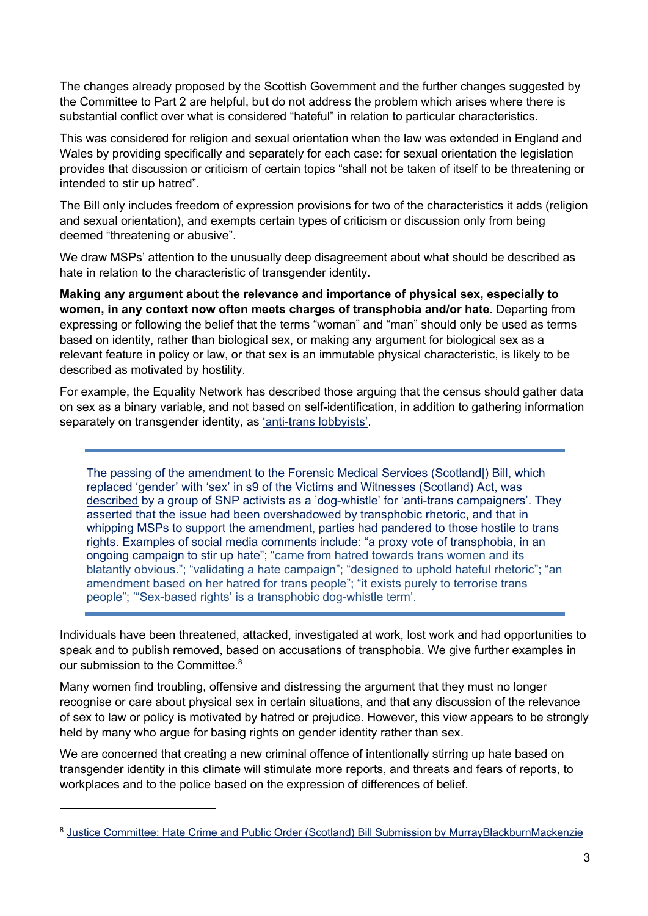The changes already proposed by the Scottish Government and the further changes suggested by the Committee to Part 2 are helpful, but do not address the problem which arises where there is substantial conflict over what is considered "hateful" in relation to particular characteristics.

This was considered for religion and sexual orientation when the law was extended in England and Wales by providing specifically and separately for each case: for sexual orientation the legislation provides that discussion or criticism of certain topics "shall not be taken of itself to be threatening or intended to stir up hatred".

The Bill only includes freedom of expression provisions for two of the characteristics it adds (religion and sexual orientation), and exempts certain types of criticism or discussion only from being deemed "threatening or abusive".

We draw MSPs' attention to the unusually deep disagreement about what should be described as hate in relation to the characteristic of transgender identity.

**Making any argument about the relevance and importance of physical sex, especially to women, in any context now often meets charges of transphobia and/or hate**. Departing from expressing or following the belief that the terms "woman" and "man" should only be used as terms based on identity, rather than biological sex, or making any argument for biological sex as a relevant feature in policy or law, or that sex is an immutable physical characteristic, is likely to be described as motivated by hostility.

For example, the Equality Network has described those arguing that the census should gather data on sex as a binary variable, and not based on self-identification, in addition to gathering information separately on transgender identity, as 'anti-trans lobbyists'.

> The passing of the amendment to the Forensic Medical Services (Scotland|) Bill, which replaced 'gender' with 'sex' in s9 of the Victims and Witnesses (Scotland) Act, was described by a group of SNP activists as a 'dog-whistle' for 'anti-trans campaigners'. They asserted that the issue had been overshadowed by transphobic rhetoric, and that in whipping MSPs to support the amendment, parties had pandered to those hostile to trans rights. Examples of social media comments include: "a proxy vote of transphobia, in an ongoing campaign to stir up hate"; "came from hatred towards trans women and its blatantly obvious."; "validating a hate campaign"; "designed to uphold hateful rhetoric"; "an amendment based on her hatred for trans people"; "it exists purely to terrorise trans people"; '"Sex-based rights' is a transphobic dog-whistle term'.

Individuals have been threatened, attacked, investigated at work, lost work and had opportunities to speak and to publish removed, based on accusations of transphobia. We give further examples in our submission to the Committee.[8]

Many women find troubling, offensive and distressing the argument that they must no longer recognise or care about physical sex in certain situations, and that any discussion of the relevance of sex to law or policy is motivated by hatred or prejudice. However, this view appears to be strongly held by many who argue for basing rights on gender identity rather than sex.

We are concerned that creating a new criminal offence of intentionally stirring up hate based on transgender identity in this climate will stimulate more reports, and threats and fears of reports, to workplaces and to the police based on the expression of differences of belief.

---

[8] Justice Committee: Hate Crime and Public Order (Scotland) Bill Submission by MurrayBlackburnMackenzie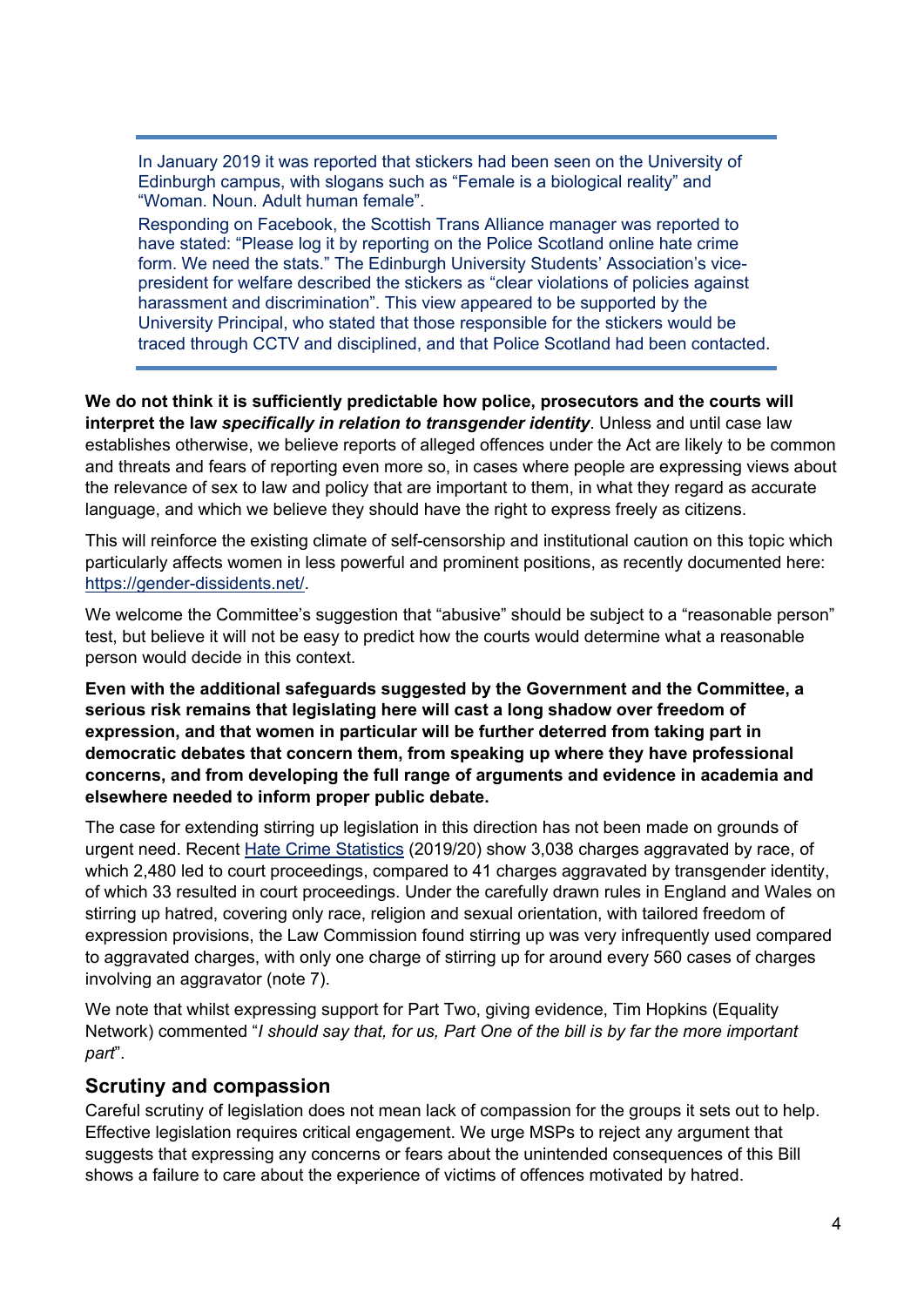> In January 2019 it was reported that stickers had been seen on the University of Edinburgh campus, with slogans such as "Female is a biological reality" and "Woman. Noun. Adult human female".
>
> Responding on Facebook, the Scottish Trans Alliance manager was reported to have stated: "Please log it by reporting on the Police Scotland online hate crime form. We need the stats." The Edinburgh University Students' Association's vice-president for welfare described the stickers as "clear violations of policies against harassment and discrimination". This view appeared to be supported by the University Principal, who stated that those responsible for the stickers would be traced through CCTV and disciplined, and that Police Scotland had been contacted.

**We do not think it is sufficiently predictable how police, prosecutors and the courts will interpret the law *specifically in relation to transgender identity*.** Unless and until case law establishes otherwise, we believe reports of alleged offences under the Act are likely to be common and threats and fears of reporting even more so, in cases where people are expressing views about the relevance of sex to law and policy that are important to them, in what they regard as accurate language, and which we believe they should have the right to express freely as citizens.

This will reinforce the existing climate of self-censorship and institutional caution on this topic which particularly affects women in less powerful and prominent positions, as recently documented here: https://gender-dissidents.net/.

We welcome the Committee's suggestion that "abusive" should be subject to a "reasonable person" test, but believe it will not be easy to predict how the courts would determine what a reasonable person would decide in this context.

**Even with the additional safeguards suggested by the Government and the Committee, a serious risk remains that legislating here will cast a long shadow over freedom of expression, and that women in particular will be further deterred from taking part in democratic debates that concern them, from speaking up where they have professional concerns, and from developing the full range of arguments and evidence in academia and elsewhere needed to inform proper public debate.**

The case for extending stirring up legislation in this direction has not been made on grounds of urgent need. Recent Hate Crime Statistics (2019/20) show 3,038 charges aggravated by race, of which 2,480 led to court proceedings, compared to 41 charges aggravated by transgender identity, of which 33 resulted in court proceedings. Under the carefully drawn rules in England and Wales on stirring up hatred, covering only race, religion and sexual orientation, with tailored freedom of expression provisions, the Law Commission found stirring up was very infrequently used compared to aggravated charges, with only one charge of stirring up for around every 560 cases of charges involving an aggravator (note 7).

We note that whilst expressing support for Part Two, giving evidence, Tim Hopkins (Equality Network) commented "*I should say that, for us, Part One of the bill is by far the more important part*".

## Scrutiny and compassion

Careful scrutiny of legislation does not mean lack of compassion for the groups it sets out to help. Effective legislation requires critical engagement. We urge MSPs to reject any argument that suggests that expressing any concerns or fears about the unintended consequences of this Bill shows a failure to care about the experience of victims of offences motivated by hatred.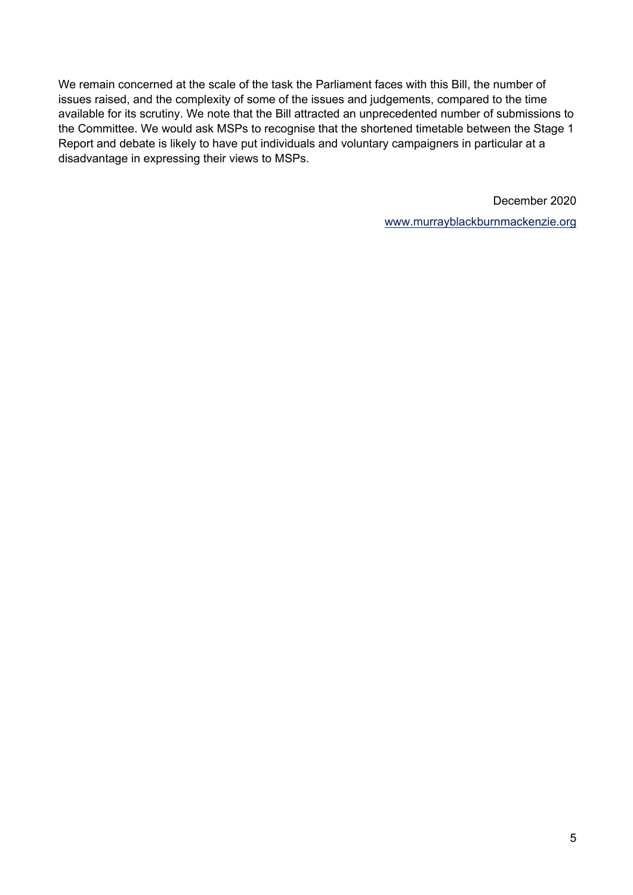We remain concerned at the scale of the task the Parliament faces with this Bill, the number of issues raised, and the complexity of some of the issues and judgements, compared to the time available for its scrutiny. We note that the Bill attracted an unprecedented number of submissions to the Committee. We would ask MSPs to recognise that the shortened timetable between the Stage 1 Report and debate is likely to have put individuals and voluntary campaigners in particular at a disadvantage in expressing their views to MSPs.

December 2020

www.murrayblackburnmackenzie.org